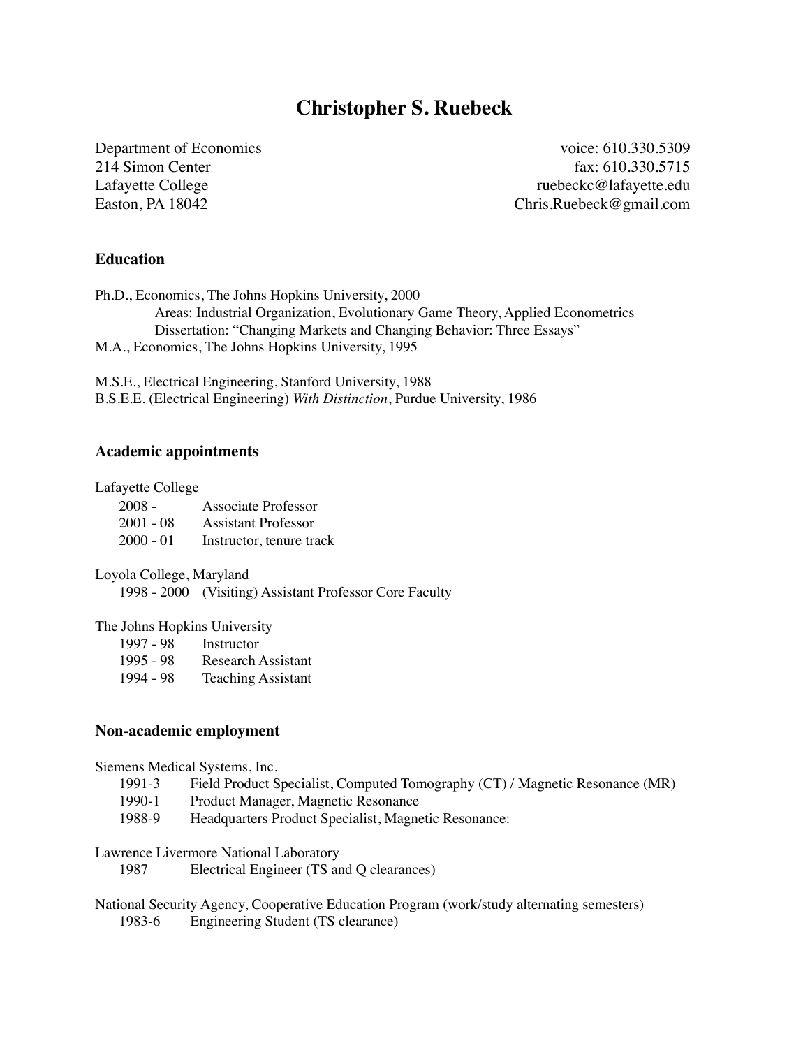# Christopher S. Ruebeck

Department of Economics
214 Simon Center
Lafayette College
Easton, PA 18042

voice: 610.330.5309
fax: 610.330.5715
ruebeckc@lafayette.edu
Chris.Ruebeck@gmail.com

### Education

Ph.D., Economics, The Johns Hopkins University, 2000
  Areas: Industrial Organization, Evolutionary Game Theory, Applied Econometrics
  Dissertation: "Changing Markets and Changing Behavior: Three Essays"
M.A., Economics, The Johns Hopkins University, 1995

M.S.E., Electrical Engineering, Stanford University, 1988
B.S.E.E. (Electrical Engineering) *With Distinction*, Purdue University, 1986

### Academic appointments

Lafayette College
- 2008 -   Associate Professor
- 2001 - 08   Assistant Professor
- 2000 - 01   Instructor, tenure track

Loyola College, Maryland
- 1998 - 2000   (Visiting) Assistant Professor Core Faculty

The Johns Hopkins University
- 1997 - 98   Instructor
- 1995 - 98   Research Assistant
- 1994 - 98   Teaching Assistant

### Non-academic employment

Siemens Medical Systems, Inc.
- 1991-3   Field Product Specialist, Computed Tomography (CT) / Magnetic Resonance (MR)
- 1990-1   Product Manager, Magnetic Resonance
- 1988-9   Headquarters Product Specialist, Magnetic Resonance:

Lawrence Livermore National Laboratory
- 1987   Electrical Engineer (TS and Q clearances)

National Security Agency, Cooperative Education Program (work/study alternating semesters)
- 1983-6   Engineering Student (TS clearance)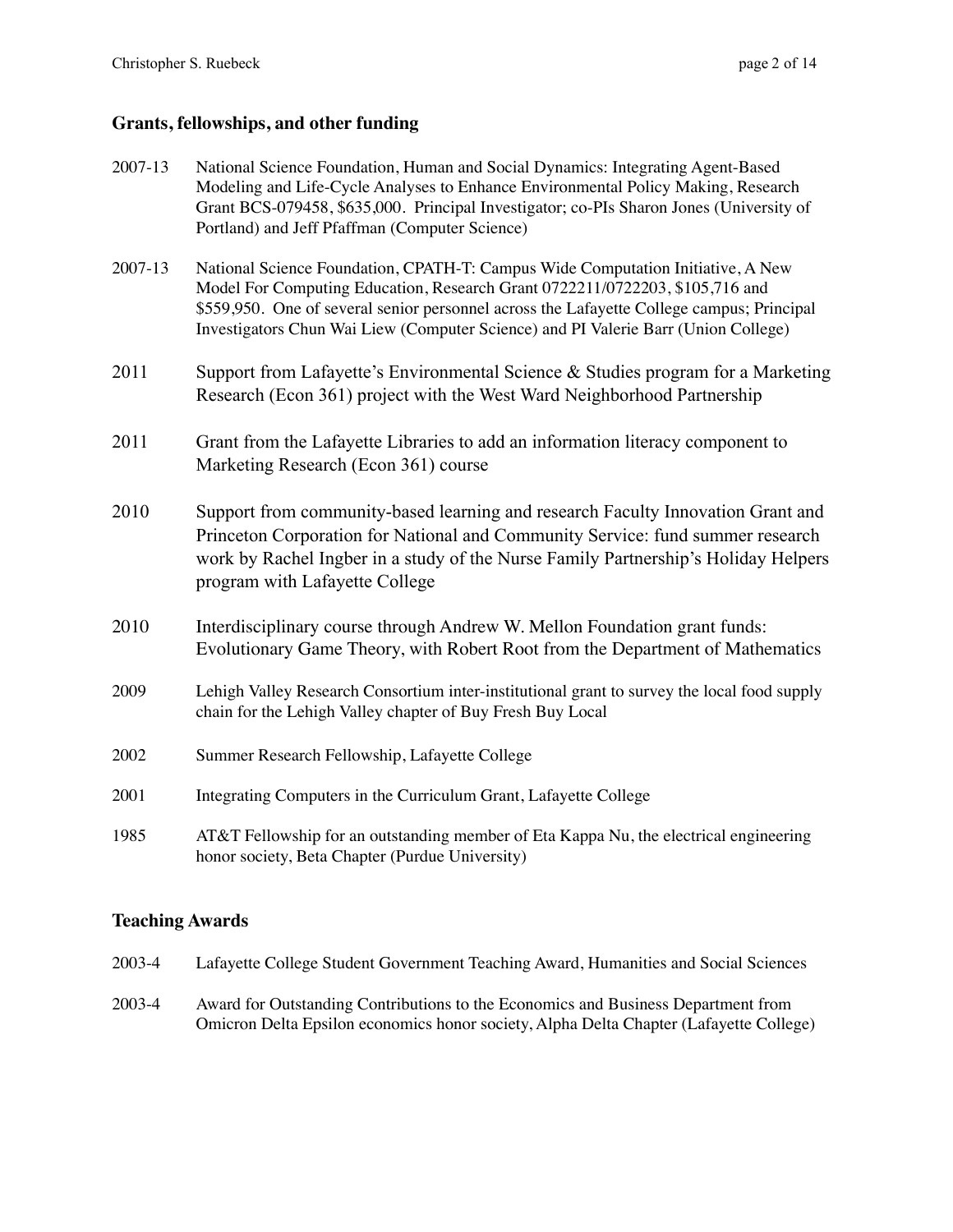## Grants, fellowships, and other funding

2007-13 National Science Foundation, Human and Social Dynamics: Integrating Agent-Based Modeling and Life-Cycle Analyses to Enhance Environmental Policy Making, Research Grant BCS-079458, $635,000. Principal Investigator; co-PIs Sharon Jones (University of Portland) and Jeff Pfaffman (Computer Science)

2007-13 National Science Foundation, CPATH-T: Campus Wide Computation Initiative, A New Model For Computing Education, Research Grant 0722211/0722203, $105,716 and $559,950. One of several senior personnel across the Lafayette College campus; Principal Investigators Chun Wai Liew (Computer Science) and PI Valerie Barr (Union College)

2011 Support from Lafayette's Environmental Science & Studies program for a Marketing Research (Econ 361) project with the West Ward Neighborhood Partnership

2011 Grant from the Lafayette Libraries to add an information literacy component to Marketing Research (Econ 361) course

2010 Support from community-based learning and research Faculty Innovation Grant and Princeton Corporation for National and Community Service: fund summer research work by Rachel Ingber in a study of the Nurse Family Partnership's Holiday Helpers program with Lafayette College

2010 Interdisciplinary course through Andrew W. Mellon Foundation grant funds: Evolutionary Game Theory, with Robert Root from the Department of Mathematics

2009 Lehigh Valley Research Consortium inter-institutional grant to survey the local food supply chain for the Lehigh Valley chapter of Buy Fresh Buy Local

2002 Summer Research Fellowship, Lafayette College

2001 Integrating Computers in the Curriculum Grant, Lafayette College

1985 AT&T Fellowship for an outstanding member of Eta Kappa Nu, the electrical engineering honor society, Beta Chapter (Purdue University)

## Teaching Awards

2003-4 Lafayette College Student Government Teaching Award, Humanities and Social Sciences

2003-4 Award for Outstanding Contributions to the Economics and Business Department from Omicron Delta Epsilon economics honor society, Alpha Delta Chapter (Lafayette College)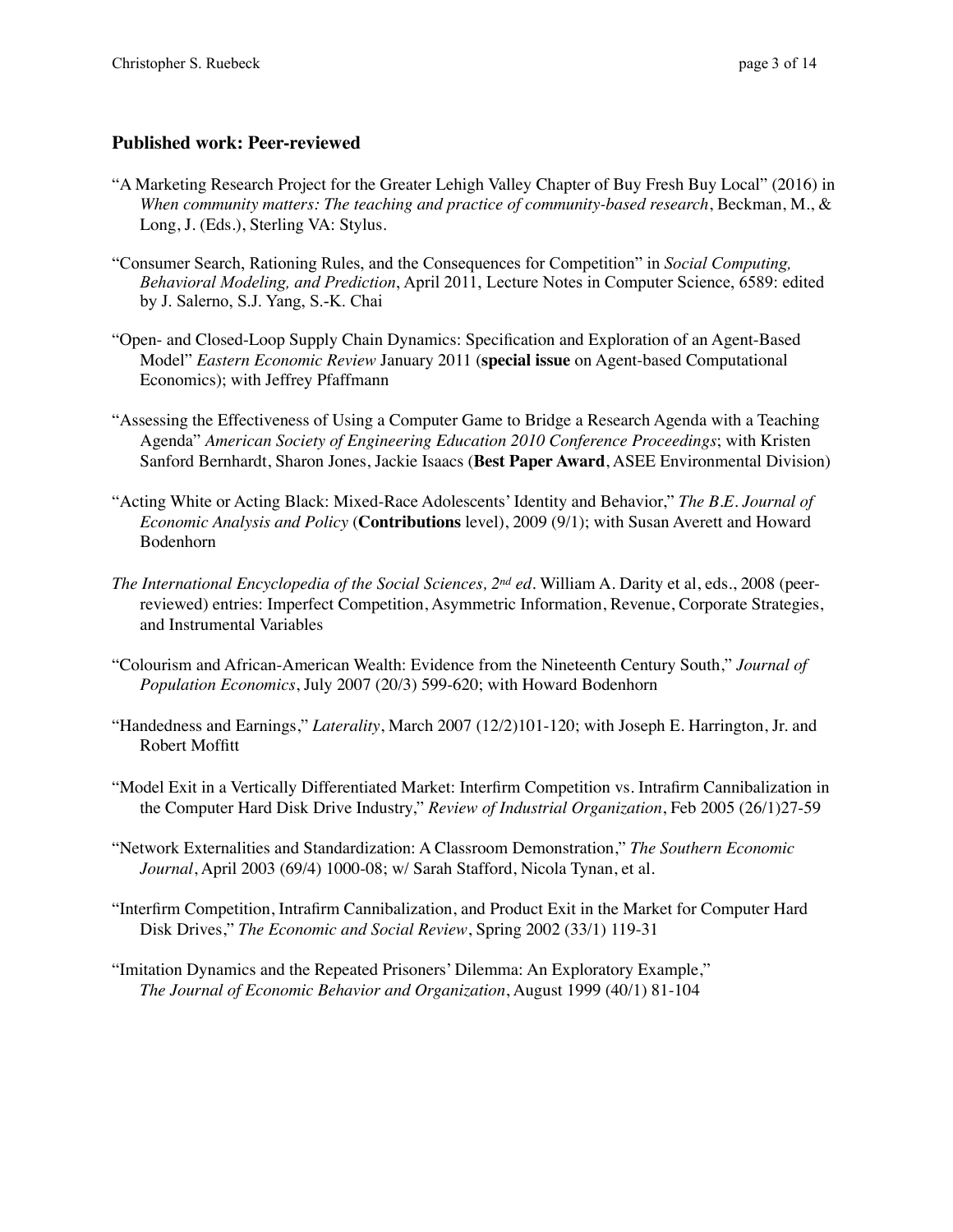## Published work: Peer-reviewed

"A Marketing Research Project for the Greater Lehigh Valley Chapter of Buy Fresh Buy Local" (2016) in *When community matters: The teaching and practice of community-based research*, Beckman, M., & Long, J. (Eds.), Sterling VA: Stylus.

"Consumer Search, Rationing Rules, and the Consequences for Competition" in *Social Computing, Behavioral Modeling, and Prediction*, April 2011, Lecture Notes in Computer Science, 6589: edited by J. Salerno, S.J. Yang, S.-K. Chai

"Open- and Closed-Loop Supply Chain Dynamics: Specification and Exploration of an Agent-Based Model" *Eastern Economic Review* January 2011 (**special issue** on Agent-based Computational Economics); with Jeffrey Pfaffmann

"Assessing the Effectiveness of Using a Computer Game to Bridge a Research Agenda with a Teaching Agenda" *American Society of Engineering Education 2010 Conference Proceedings*; with Kristen Sanford Bernhardt, Sharon Jones, Jackie Isaacs (**Best Paper Award**, ASEE Environmental Division)

"Acting White or Acting Black: Mixed-Race Adolescents' Identity and Behavior," *The B.E. Journal of Economic Analysis and Policy* (**Contributions** level), 2009 (9/1); with Susan Averett and Howard Bodenhorn

*The International Encyclopedia of the Social Sciences, 2nd ed*. William A. Darity et al, eds., 2008 (peer-reviewed) entries: Imperfect Competition, Asymmetric Information, Revenue, Corporate Strategies, and Instrumental Variables

"Colourism and African-American Wealth: Evidence from the Nineteenth Century South," *Journal of Population Economics*, July 2007 (20/3) 599-620; with Howard Bodenhorn

"Handedness and Earnings," *Laterality*, March 2007 (12/2)101-120; with Joseph E. Harrington, Jr. and Robert Moffitt

"Model Exit in a Vertically Differentiated Market: Interfirm Competition vs. Intrafirm Cannibalization in the Computer Hard Disk Drive Industry," *Review of Industrial Organization*, Feb 2005 (26/1)27-59

"Network Externalities and Standardization: A Classroom Demonstration," *The Southern Economic Journal*, April 2003 (69/4) 1000-08; w/ Sarah Stafford, Nicola Tynan, et al.

"Interfirm Competition, Intrafirm Cannibalization, and Product Exit in the Market for Computer Hard Disk Drives," *The Economic and Social Review*, Spring 2002 (33/1) 119-31

"Imitation Dynamics and the Repeated Prisoners' Dilemma: An Exploratory Example," *The Journal of Economic Behavior and Organization*, August 1999 (40/1) 81-104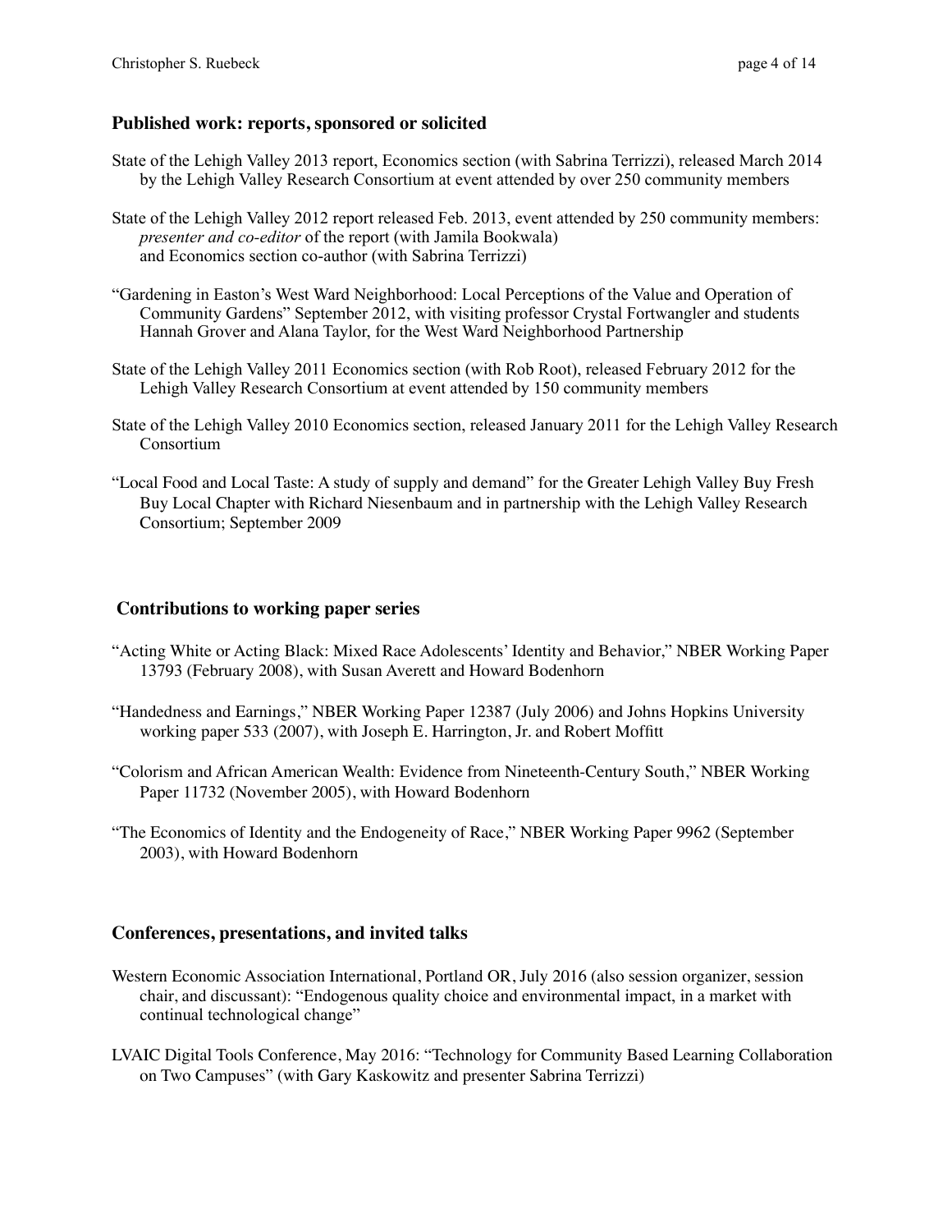## Published work: reports, sponsored or solicited

State of the Lehigh Valley 2013 report, Economics section (with Sabrina Terrizzi), released March 2014 by the Lehigh Valley Research Consortium at event attended by over 250 community members

State of the Lehigh Valley 2012 report released Feb. 2013, event attended by 250 community members: *presenter and co-editor* of the report (with Jamila Bookwala) and Economics section co-author (with Sabrina Terrizzi)

"Gardening in Easton's West Ward Neighborhood: Local Perceptions of the Value and Operation of Community Gardens" September 2012, with visiting professor Crystal Fortwangler and students Hannah Grover and Alana Taylor, for the West Ward Neighborhood Partnership

State of the Lehigh Valley 2011 Economics section (with Rob Root), released February 2012 for the Lehigh Valley Research Consortium at event attended by 150 community members

State of the Lehigh Valley 2010 Economics section, released January 2011 for the Lehigh Valley Research Consortium

"Local Food and Local Taste: A study of supply and demand" for the Greater Lehigh Valley Buy Fresh Buy Local Chapter with Richard Niesenbaum and in partnership with the Lehigh Valley Research Consortium; September 2009

## Contributions to working paper series

"Acting White or Acting Black: Mixed Race Adolescents' Identity and Behavior," NBER Working Paper 13793 (February 2008), with Susan Averett and Howard Bodenhorn

"Handedness and Earnings," NBER Working Paper 12387 (July 2006) and Johns Hopkins University working paper 533 (2007), with Joseph E. Harrington, Jr. and Robert Moffitt

"Colorism and African American Wealth: Evidence from Nineteenth-Century South," NBER Working Paper 11732 (November 2005), with Howard Bodenhorn

"The Economics of Identity and the Endogeneity of Race," NBER Working Paper 9962 (September 2003), with Howard Bodenhorn

## Conferences, presentations, and invited talks

Western Economic Association International, Portland OR, July 2016 (also session organizer, session chair, and discussant): "Endogenous quality choice and environmental impact, in a market with continual technological change"

LVAIC Digital Tools Conference, May 2016: "Technology for Community Based Learning Collaboration on Two Campuses" (with Gary Kaskowitz and presenter Sabrina Terrizzi)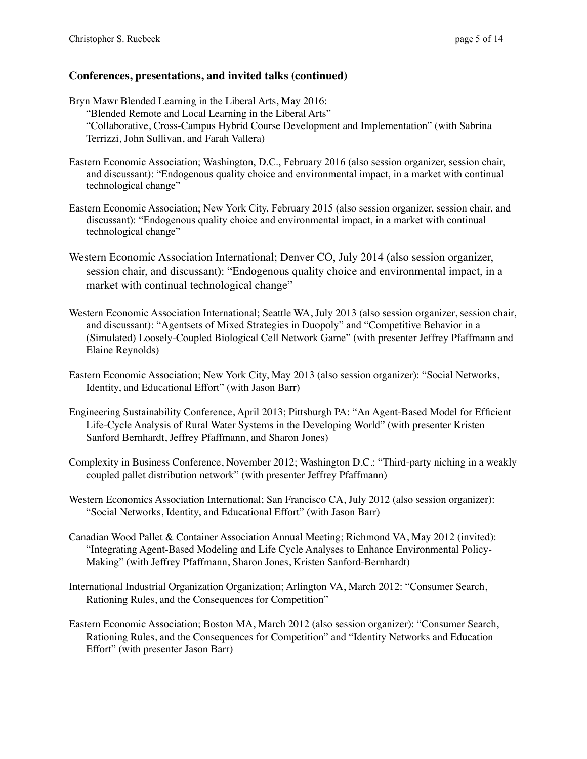### Conferences, presentations, and invited talks (continued)

Bryn Mawr Blended Learning in the Liberal Arts, May 2016:
"Blended Remote and Local Learning in the Liberal Arts"
"Collaborative, Cross-Campus Hybrid Course Development and Implementation" (with Sabrina Terrizzi, John Sullivan, and Farah Vallera)

Eastern Economic Association; Washington, D.C., February 2016 (also session organizer, session chair, and discussant): "Endogenous quality choice and environmental impact, in a market with continual technological change"

Eastern Economic Association; New York City, February 2015 (also session organizer, session chair, and discussant): "Endogenous quality choice and environmental impact, in a market with continual technological change"

Western Economic Association International; Denver CO, July 2014 (also session organizer, session chair, and discussant): "Endogenous quality choice and environmental impact, in a market with continual technological change"

Western Economic Association International; Seattle WA, July 2013 (also session organizer, session chair, and discussant): "Agentsets of Mixed Strategies in Duopoly" and "Competitive Behavior in a (Simulated) Loosely-Coupled Biological Cell Network Game" (with presenter Jeffrey Pfaffmann and Elaine Reynolds)

Eastern Economic Association; New York City, May 2013 (also session organizer): "Social Networks, Identity, and Educational Effort" (with Jason Barr)

Engineering Sustainability Conference, April 2013; Pittsburgh PA: "An Agent-Based Model for Efficient Life-Cycle Analysis of Rural Water Systems in the Developing World" (with presenter Kristen Sanford Bernhardt, Jeffrey Pfaffmann, and Sharon Jones)

Complexity in Business Conference, November 2012; Washington D.C.: "Third-party niching in a weakly coupled pallet distribution network" (with presenter Jeffrey Pfaffmann)

Western Economics Association International; San Francisco CA, July 2012 (also session organizer): "Social Networks, Identity, and Educational Effort" (with Jason Barr)

Canadian Wood Pallet & Container Association Annual Meeting; Richmond VA, May 2012 (invited): "Integrating Agent-Based Modeling and Life Cycle Analyses to Enhance Environmental Policy-Making" (with Jeffrey Pfaffmann, Sharon Jones, Kristen Sanford-Bernhardt)

International Industrial Organization Organization; Arlington VA, March 2012: "Consumer Search, Rationing Rules, and the Consequences for Competition"

Eastern Economic Association; Boston MA, March 2012 (also session organizer): "Consumer Search, Rationing Rules, and the Consequences for Competition" and "Identity Networks and Education Effort" (with presenter Jason Barr)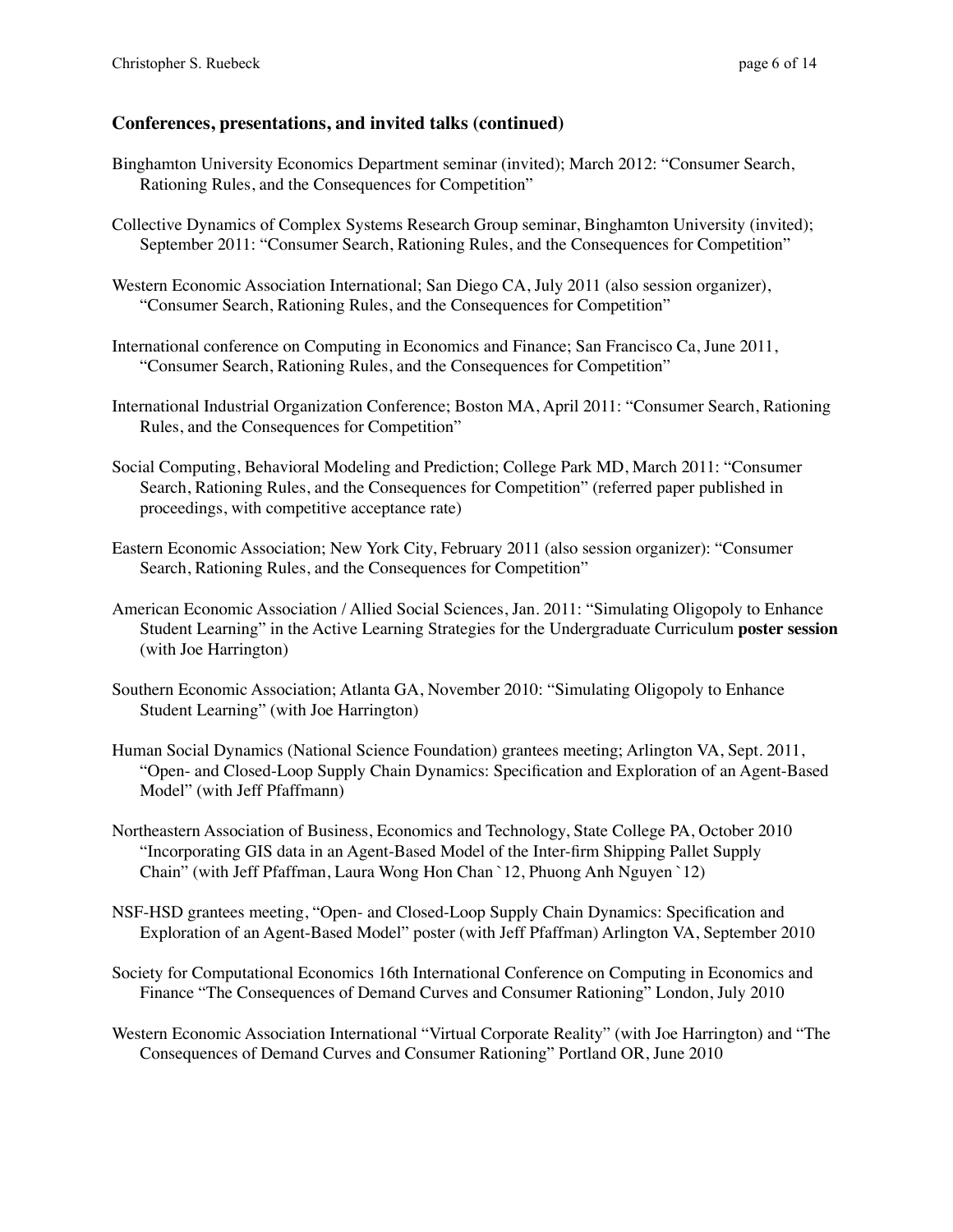## Conferences, presentations, and invited talks (continued)

Binghamton University Economics Department seminar (invited); March 2012: "Consumer Search, Rationing Rules, and the Consequences for Competition"

Collective Dynamics of Complex Systems Research Group seminar, Binghamton University (invited); September 2011: "Consumer Search, Rationing Rules, and the Consequences for Competition"

Western Economic Association International; San Diego CA, July 2011 (also session organizer), "Consumer Search, Rationing Rules, and the Consequences for Competition"

International conference on Computing in Economics and Finance; San Francisco Ca, June 2011, "Consumer Search, Rationing Rules, and the Consequences for Competition"

International Industrial Organization Conference; Boston MA, April 2011: "Consumer Search, Rationing Rules, and the Consequences for Competition"

Social Computing, Behavioral Modeling and Prediction; College Park MD, March 2011: "Consumer Search, Rationing Rules, and the Consequences for Competition" (referred paper published in proceedings, with competitive acceptance rate)

Eastern Economic Association; New York City, February 2011 (also session organizer): "Consumer Search, Rationing Rules, and the Consequences for Competition"

American Economic Association / Allied Social Sciences, Jan. 2011: "Simulating Oligopoly to Enhance Student Learning" in the Active Learning Strategies for the Undergraduate Curriculum **poster session** (with Joe Harrington)

Southern Economic Association; Atlanta GA, November 2010: "Simulating Oligopoly to Enhance Student Learning" (with Joe Harrington)

Human Social Dynamics (National Science Foundation) grantees meeting; Arlington VA, Sept. 2011, "Open- and Closed-Loop Supply Chain Dynamics: Specification and Exploration of an Agent-Based Model" (with Jeff Pfaffmann)

Northeastern Association of Business, Economics and Technology, State College PA, October 2010 "Incorporating GIS data in an Agent-Based Model of the Inter-firm Shipping Pallet Supply Chain" (with Jeff Pfaffman, Laura Wong Hon Chan `12, Phuong Anh Nguyen `12)

NSF-HSD grantees meeting, "Open- and Closed-Loop Supply Chain Dynamics: Specification and Exploration of an Agent-Based Model" poster (with Jeff Pfaffman) Arlington VA, September 2010

Society for Computational Economics 16th International Conference on Computing in Economics and Finance "The Consequences of Demand Curves and Consumer Rationing" London, July 2010

Western Economic Association International "Virtual Corporate Reality" (with Joe Harrington) and "The Consequences of Demand Curves and Consumer Rationing" Portland OR, June 2010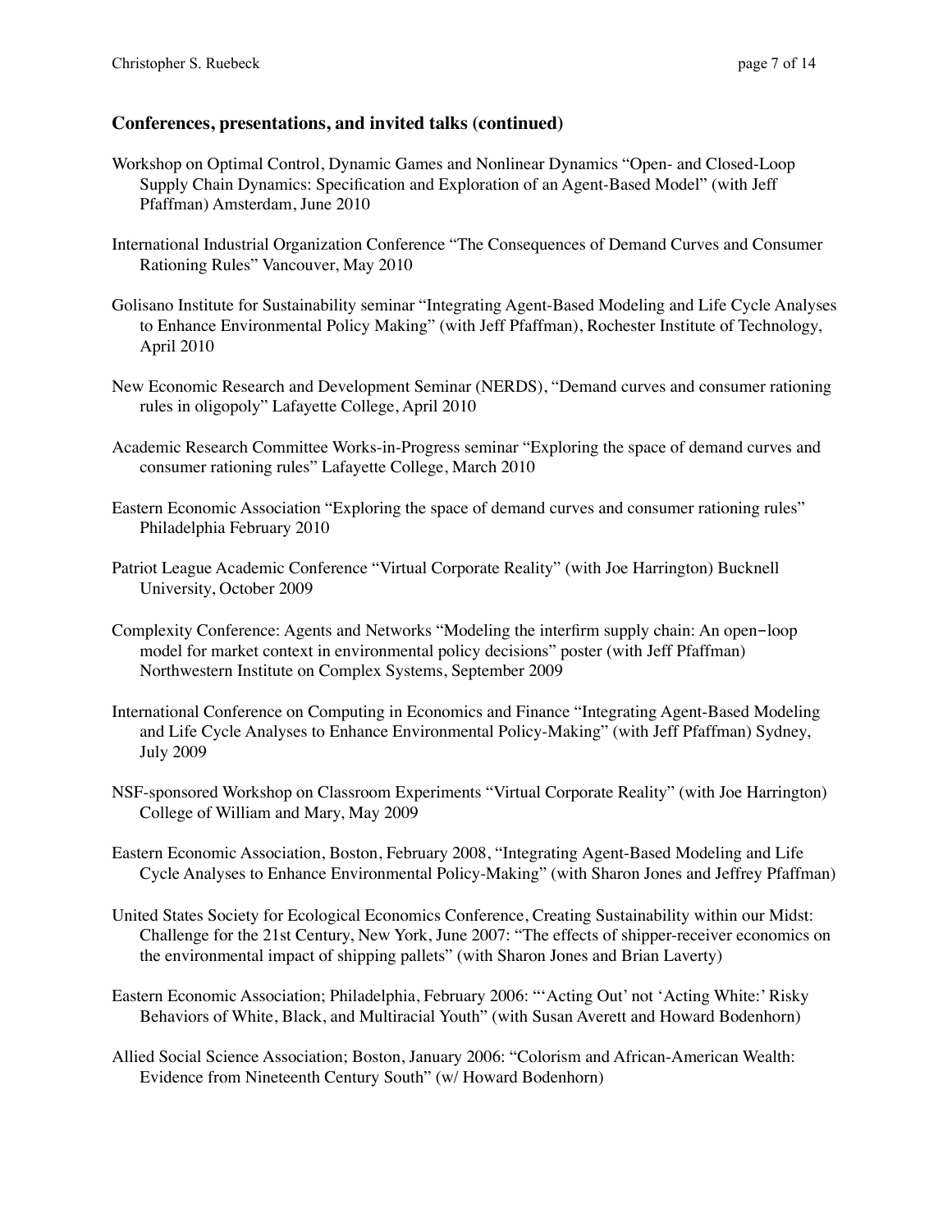### Conferences, presentations, and invited talks (continued)

Workshop on Optimal Control, Dynamic Games and Nonlinear Dynamics "Open- and Closed-Loop Supply Chain Dynamics: Specification and Exploration of an Agent-Based Model" (with Jeff Pfaffman) Amsterdam, June 2010

International Industrial Organization Conference "The Consequences of Demand Curves and Consumer Rationing Rules" Vancouver, May 2010

Golisano Institute for Sustainability seminar "Integrating Agent-Based Modeling and Life Cycle Analyses to Enhance Environmental Policy Making" (with Jeff Pfaffman), Rochester Institute of Technology, April 2010

New Economic Research and Development Seminar (NERDS), "Demand curves and consumer rationing rules in oligopoly" Lafayette College, April 2010

Academic Research Committee Works-in-Progress seminar "Exploring the space of demand curves and consumer rationing rules" Lafayette College, March 2010

Eastern Economic Association "Exploring the space of demand curves and consumer rationing rules" Philadelphia February 2010

Patriot League Academic Conference "Virtual Corporate Reality" (with Joe Harrington) Bucknell University, October 2009

Complexity Conference: Agents and Networks "Modeling the interfirm supply chain: An open–loop model for market context in environmental policy decisions" poster (with Jeff Pfaffman) Northwestern Institute on Complex Systems, September 2009

International Conference on Computing in Economics and Finance "Integrating Agent-Based Modeling and Life Cycle Analyses to Enhance Environmental Policy-Making" (with Jeff Pfaffman) Sydney, July 2009

NSF-sponsored Workshop on Classroom Experiments "Virtual Corporate Reality" (with Joe Harrington) College of William and Mary, May 2009

Eastern Economic Association, Boston, February 2008, "Integrating Agent-Based Modeling and Life Cycle Analyses to Enhance Environmental Policy-Making" (with Sharon Jones and Jeffrey Pfaffman)

United States Society for Ecological Economics Conference, Creating Sustainability within our Midst: Challenge for the 21st Century, New York, June 2007: "The effects of shipper-receiver economics on the environmental impact of shipping pallets" (with Sharon Jones and Brian Laverty)

Eastern Economic Association; Philadelphia, February 2006: "'Acting Out' not 'Acting White:' Risky Behaviors of White, Black, and Multiracial Youth" (with Susan Averett and Howard Bodenhorn)

Allied Social Science Association; Boston, January 2006: "Colorism and African-American Wealth: Evidence from Nineteenth Century South" (w/ Howard Bodenhorn)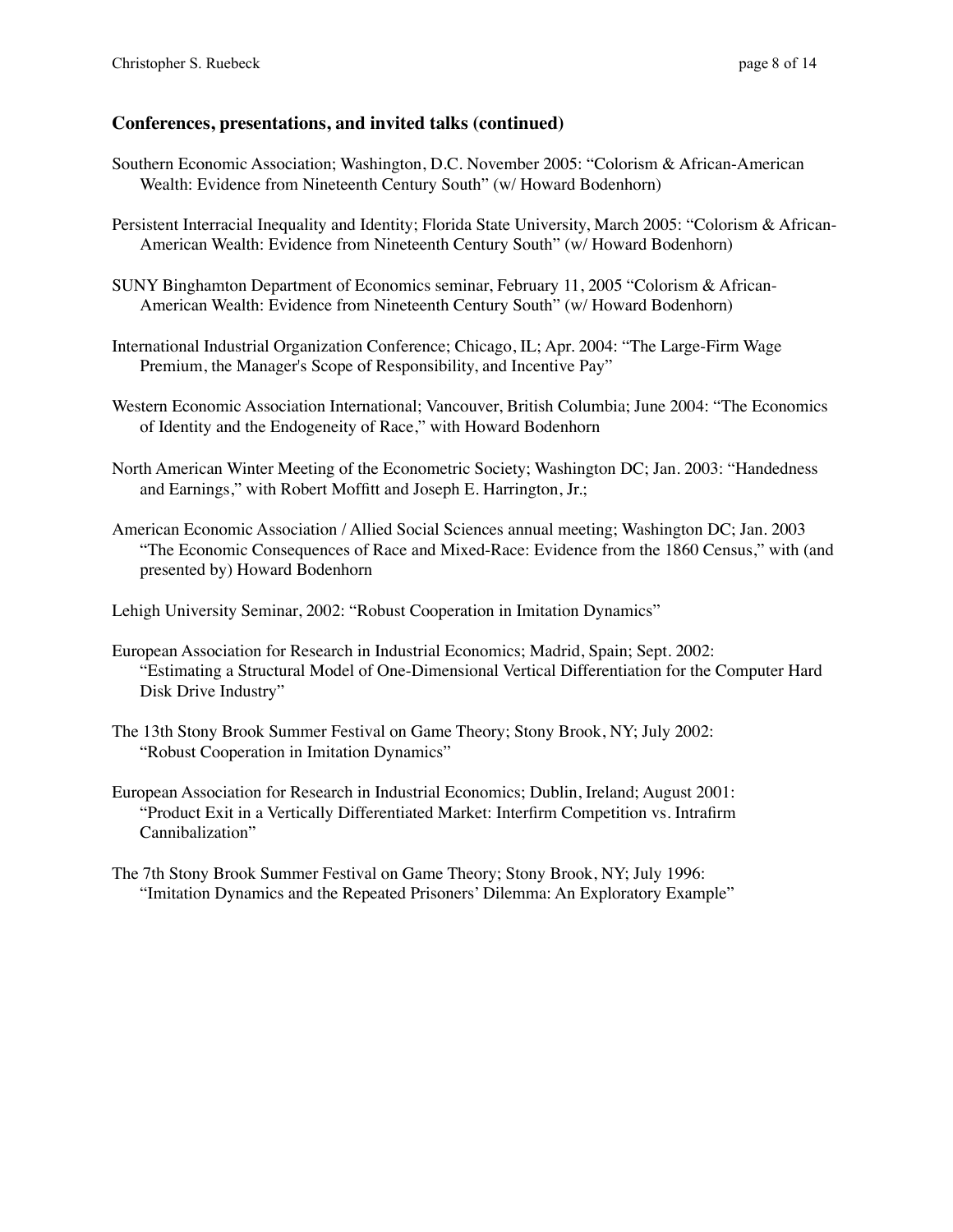### Conferences, presentations, and invited talks (continued)

Southern Economic Association; Washington, D.C. November 2005: "Colorism & African-American Wealth: Evidence from Nineteenth Century South" (w/ Howard Bodenhorn)

Persistent Interracial Inequality and Identity; Florida State University, March 2005: "Colorism & African-American Wealth: Evidence from Nineteenth Century South" (w/ Howard Bodenhorn)

SUNY Binghamton Department of Economics seminar, February 11, 2005 "Colorism & African-American Wealth: Evidence from Nineteenth Century South" (w/ Howard Bodenhorn)

International Industrial Organization Conference; Chicago, IL; Apr. 2004: "The Large-Firm Wage Premium, the Manager's Scope of Responsibility, and Incentive Pay"

Western Economic Association International; Vancouver, British Columbia; June 2004: "The Economics of Identity and the Endogeneity of Race," with Howard Bodenhorn

North American Winter Meeting of the Econometric Society; Washington DC; Jan. 2003: "Handedness and Earnings," with Robert Moffitt and Joseph E. Harrington, Jr.;

American Economic Association / Allied Social Sciences annual meeting; Washington DC; Jan. 2003 "The Economic Consequences of Race and Mixed-Race: Evidence from the 1860 Census," with (and presented by) Howard Bodenhorn

Lehigh University Seminar, 2002: "Robust Cooperation in Imitation Dynamics"

European Association for Research in Industrial Economics; Madrid, Spain; Sept. 2002: "Estimating a Structural Model of One-Dimensional Vertical Differentiation for the Computer Hard Disk Drive Industry"

The 13th Stony Brook Summer Festival on Game Theory; Stony Brook, NY; July 2002: "Robust Cooperation in Imitation Dynamics"

European Association for Research in Industrial Economics; Dublin, Ireland; August 2001: "Product Exit in a Vertically Differentiated Market: Interfirm Competition vs. Intrafirm Cannibalization"

The 7th Stony Brook Summer Festival on Game Theory; Stony Brook, NY; July 1996: "Imitation Dynamics and the Repeated Prisoners' Dilemma: An Exploratory Example"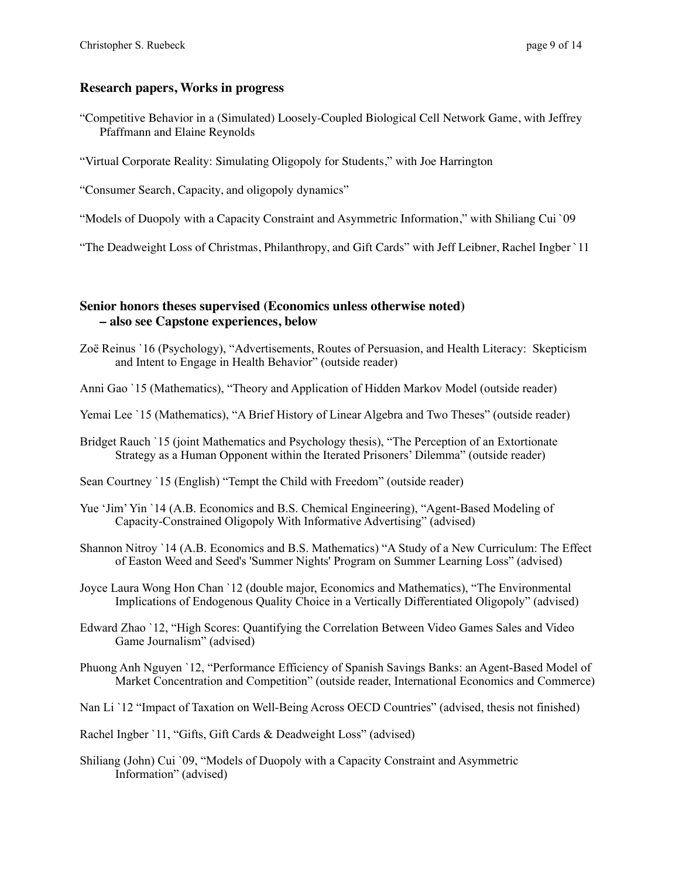## Research papers, Works in progress

"Competitive Behavior in a (Simulated) Loosely-Coupled Biological Cell Network Game, with Jeffrey Pfaffmann and Elaine Reynolds

"Virtual Corporate Reality: Simulating Oligopoly for Students," with Joe Harrington

"Consumer Search, Capacity, and oligopoly dynamics"

"Models of Duopoly with a Capacity Constraint and Asymmetric Information," with Shiliang Cui `09

"The Deadweight Loss of Christmas, Philanthropy, and Gift Cards" with Jeff Leibner, Rachel Ingber `11

## Senior honors theses supervised (Economics unless otherwise noted) – also see Capstone experiences, below

Zoë Reinus `16 (Psychology), "Advertisements, Routes of Persuasion, and Health Literacy: Skepticism and Intent to Engage in Health Behavior" (outside reader)

Anni Gao `15 (Mathematics), "Theory and Application of Hidden Markov Model (outside reader)

Yemai Lee `15 (Mathematics), "A Brief History of Linear Algebra and Two Theses" (outside reader)

Bridget Rauch `15 (joint Mathematics and Psychology thesis), "The Perception of an Extortionate Strategy as a Human Opponent within the Iterated Prisoners' Dilemma" (outside reader)

Sean Courtney `15 (English) "Tempt the Child with Freedom" (outside reader)

Yue 'Jim' Yin `14 (A.B. Economics and B.S. Chemical Engineering), "Agent-Based Modeling of Capacity-Constrained Oligopoly With Informative Advertising" (advised)

Shannon Nitroy `14 (A.B. Economics and B.S. Mathematics) "A Study of a New Curriculum: The Effect of Easton Weed and Seed's 'Summer Nights' Program on Summer Learning Loss" (advised)

Joyce Laura Wong Hon Chan `12 (double major, Economics and Mathematics), "The Environmental Implications of Endogenous Quality Choice in a Vertically Differentiated Oligopoly" (advised)

Edward Zhao `12, "High Scores: Quantifying the Correlation Between Video Games Sales and Video Game Journalism" (advised)

Phuong Anh Nguyen `12, "Performance Efficiency of Spanish Savings Banks: an Agent-Based Model of Market Concentration and Competition" (outside reader, International Economics and Commerce)

Nan Li `12 "Impact of Taxation on Well-Being Across OECD Countries" (advised, thesis not finished)

Rachel Ingber `11, "Gifts, Gift Cards & Deadweight Loss" (advised)

Shiliang (John) Cui `09, "Models of Duopoly with a Capacity Constraint and Asymmetric Information" (advised)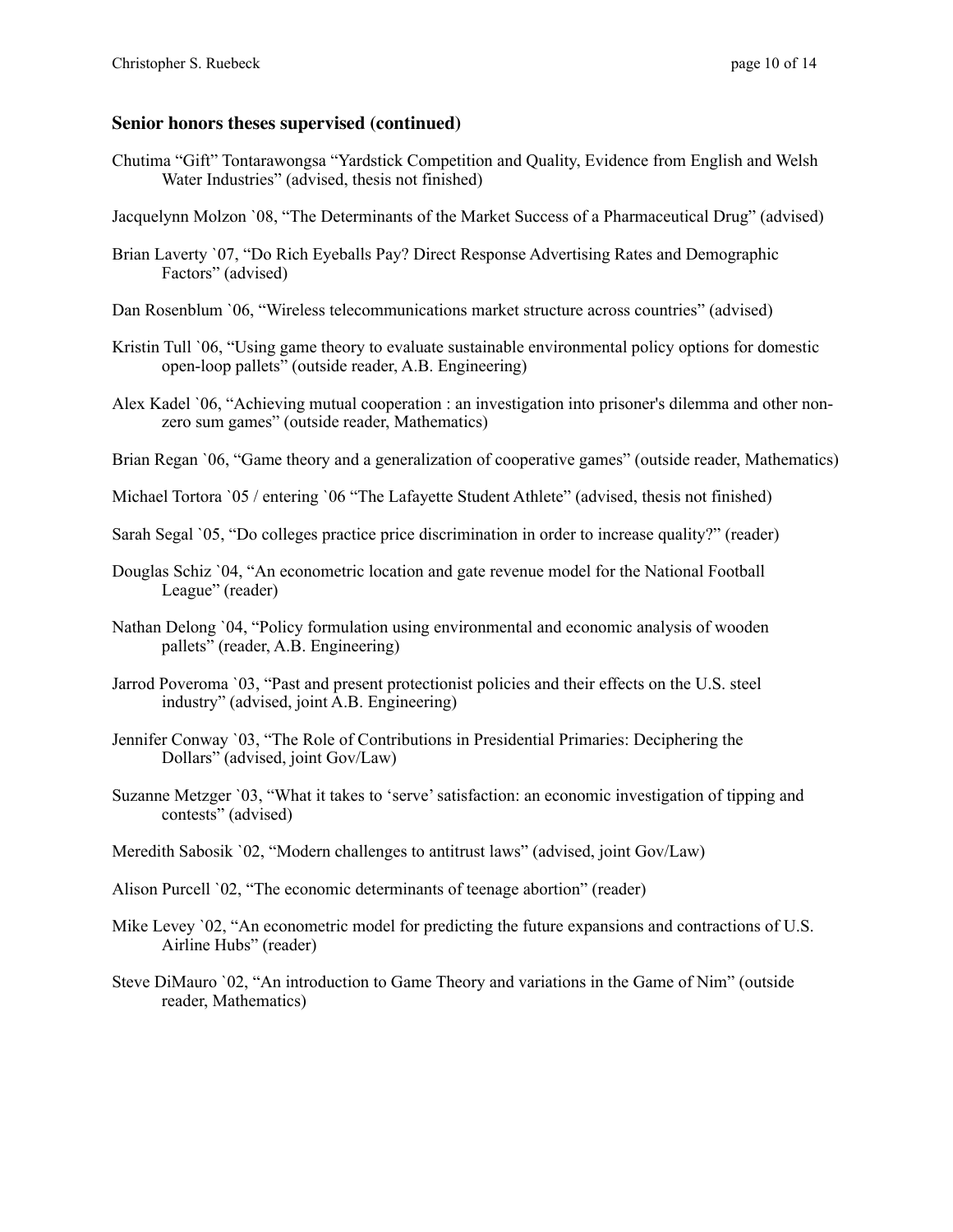### Senior honors theses supervised (continued)

Chutima "Gift" Tontarawongsa "Yardstick Competition and Quality, Evidence from English and Welsh Water Industries" (advised, thesis not finished)

Jacquelynn Molzon `08, "The Determinants of the Market Success of a Pharmaceutical Drug" (advised)

Brian Laverty `07, "Do Rich Eyeballs Pay? Direct Response Advertising Rates and Demographic Factors" (advised)

Dan Rosenblum `06, "Wireless telecommunications market structure across countries" (advised)

Kristin Tull `06, "Using game theory to evaluate sustainable environmental policy options for domestic open-loop pallets" (outside reader, A.B. Engineering)

Alex Kadel `06, "Achieving mutual cooperation : an investigation into prisoner's dilemma and other non-zero sum games" (outside reader, Mathematics)

Brian Regan `06, "Game theory and a generalization of cooperative games" (outside reader, Mathematics)

Michael Tortora `05 / entering `06 "The Lafayette Student Athlete" (advised, thesis not finished)

Sarah Segal `05, "Do colleges practice price discrimination in order to increase quality?" (reader)

Douglas Schiz `04, "An econometric location and gate revenue model for the National Football League" (reader)

Nathan Delong `04, "Policy formulation using environmental and economic analysis of wooden pallets" (reader, A.B. Engineering)

Jarrod Poveroma `03, "Past and present protectionist policies and their effects on the U.S. steel industry" (advised, joint A.B. Engineering)

Jennifer Conway `03, "The Role of Contributions in Presidential Primaries: Deciphering the Dollars" (advised, joint Gov/Law)

Suzanne Metzger `03, "What it takes to 'serve' satisfaction: an economic investigation of tipping and contests" (advised)

Meredith Sabosik `02, "Modern challenges to antitrust laws" (advised, joint Gov/Law)

Alison Purcell `02, "The economic determinants of teenage abortion" (reader)

Mike Levey `02, "An econometric model for predicting the future expansions and contractions of U.S. Airline Hubs" (reader)

Steve DiMauro `02, "An introduction to Game Theory and variations in the Game of Nim" (outside reader, Mathematics)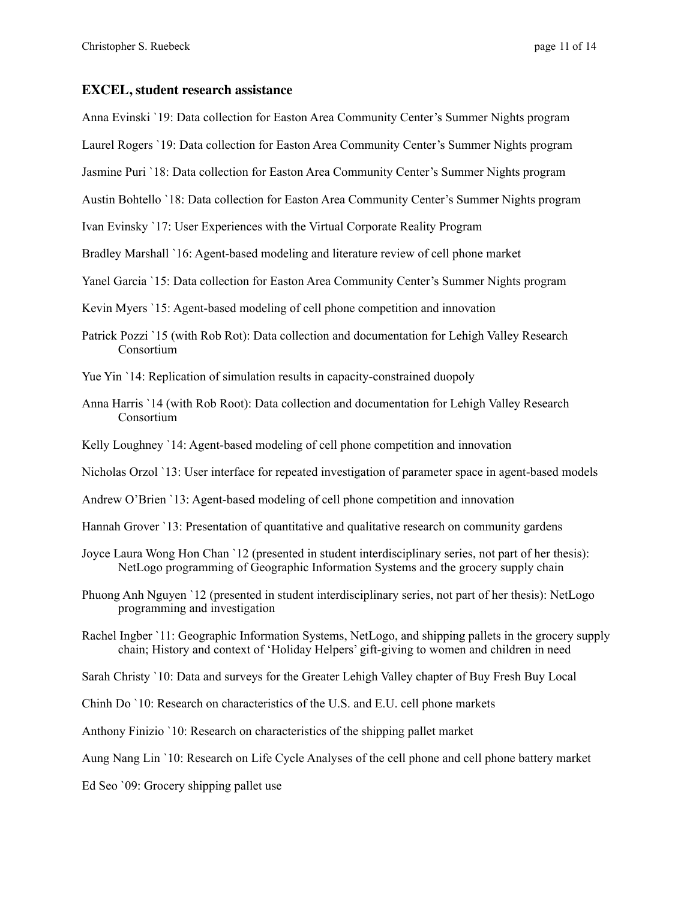### EXCEL, student research assistance

Anna Evinski `19: Data collection for Easton Area Community Center's Summer Nights program

Laurel Rogers `19: Data collection for Easton Area Community Center's Summer Nights program

Jasmine Puri `18: Data collection for Easton Area Community Center's Summer Nights program

Austin Bohtello `18: Data collection for Easton Area Community Center's Summer Nights program

Ivan Evinsky `17: User Experiences with the Virtual Corporate Reality Program

Bradley Marshall `16: Agent-based modeling and literature review of cell phone market

Yanel Garcia `15: Data collection for Easton Area Community Center's Summer Nights program

Kevin Myers `15: Agent-based modeling of cell phone competition and innovation

Patrick Pozzi `15 (with Rob Rot): Data collection and documentation for Lehigh Valley Research Consortium

Yue Yin `14: Replication of simulation results in capacity-constrained duopoly

Anna Harris `14 (with Rob Root): Data collection and documentation for Lehigh Valley Research Consortium

Kelly Loughney `14: Agent-based modeling of cell phone competition and innovation

Nicholas Orzol `13: User interface for repeated investigation of parameter space in agent-based models

Andrew O'Brien `13: Agent-based modeling of cell phone competition and innovation

Hannah Grover `13: Presentation of quantitative and qualitative research on community gardens

Joyce Laura Wong Hon Chan `12 (presented in student interdisciplinary series, not part of her thesis): NetLogo programming of Geographic Information Systems and the grocery supply chain

Phuong Anh Nguyen `12 (presented in student interdisciplinary series, not part of her thesis): NetLogo programming and investigation

Rachel Ingber `11: Geographic Information Systems, NetLogo, and shipping pallets in the grocery supply chain; History and context of 'Holiday Helpers' gift-giving to women and children in need

Sarah Christy `10: Data and surveys for the Greater Lehigh Valley chapter of Buy Fresh Buy Local

Chinh Do `10: Research on characteristics of the U.S. and E.U. cell phone markets

Anthony Finizio `10: Research on characteristics of the shipping pallet market

Aung Nang Lin `10: Research on Life Cycle Analyses of the cell phone and cell phone battery market

Ed Seo `09: Grocery shipping pallet use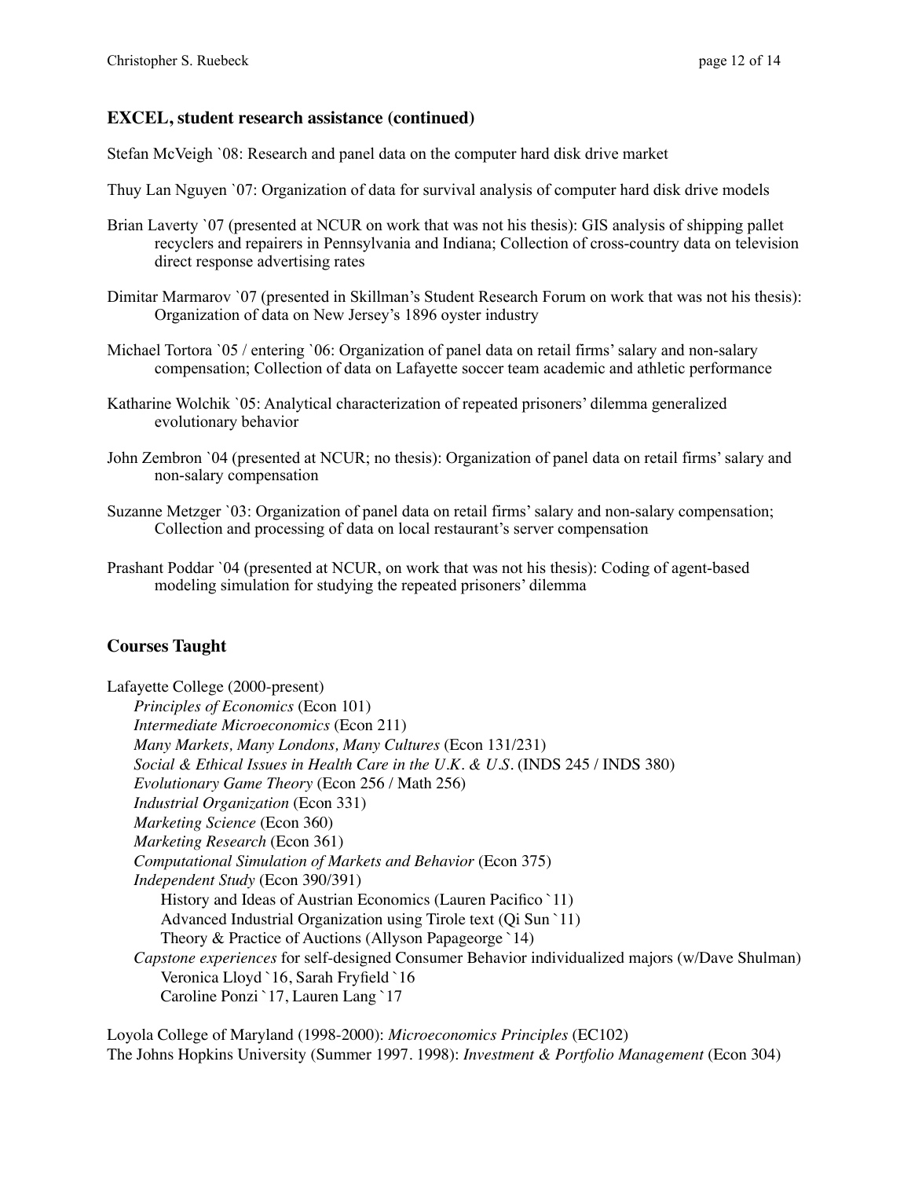### EXCEL, student research assistance (continued)

Stefan McVeigh `08: Research and panel data on the computer hard disk drive market

Thuy Lan Nguyen `07: Organization of data for survival analysis of computer hard disk drive models

Brian Laverty `07 (presented at NCUR on work that was not his thesis): GIS analysis of shipping pallet recyclers and repairers in Pennsylvania and Indiana; Collection of cross-country data on television direct response advertising rates

Dimitar Marmarov `07 (presented in Skillman's Student Research Forum on work that was not his thesis): Organization of data on New Jersey's 1896 oyster industry

Michael Tortora `05 / entering `06: Organization of panel data on retail firms' salary and non-salary compensation; Collection of data on Lafayette soccer team academic and athletic performance

Katharine Wolchik `05: Analytical characterization of repeated prisoners' dilemma generalized evolutionary behavior

John Zembron `04 (presented at NCUR; no thesis): Organization of panel data on retail firms' salary and non-salary compensation

Suzanne Metzger `03: Organization of panel data on retail firms' salary and non-salary compensation; Collection and processing of data on local restaurant's server compensation

Prashant Poddar `04 (presented at NCUR, on work that was not his thesis): Coding of agent-based modeling simulation for studying the repeated prisoners' dilemma

### Courses Taught

Lafayette College (2000-present)

- *Principles of Economics* (Econ 101)
- *Intermediate Microeconomics* (Econ 211)
- *Many Markets, Many Londons, Many Cultures* (Econ 131/231)
- *Social & Ethical Issues in Health Care in the U.K. & U.S.* (INDS 245 / INDS 380)
- *Evolutionary Game Theory* (Econ 256 / Math 256)
- *Industrial Organization* (Econ 331)
- *Marketing Science* (Econ 360)
- *Marketing Research* (Econ 361)
- *Computational Simulation of Markets and Behavior* (Econ 375)
- *Independent Study* (Econ 390/391)
  - History and Ideas of Austrian Economics (Lauren Pacifico `11)
  - Advanced Industrial Organization using Tirole text (Qi Sun `11)
  - Theory & Practice of Auctions (Allyson Papageorge `14)
- *Capstone experiences* for self-designed Consumer Behavior individualized majors (w/Dave Shulman)
  - Veronica Lloyd `16, Sarah Fryfield `16
  - Caroline Ponzi `17, Lauren Lang `17

Loyola College of Maryland (1998-2000): *Microeconomics Principles* (EC102)

The Johns Hopkins University (Summer 1997. 1998): *Investment & Portfolio Management* (Econ 304)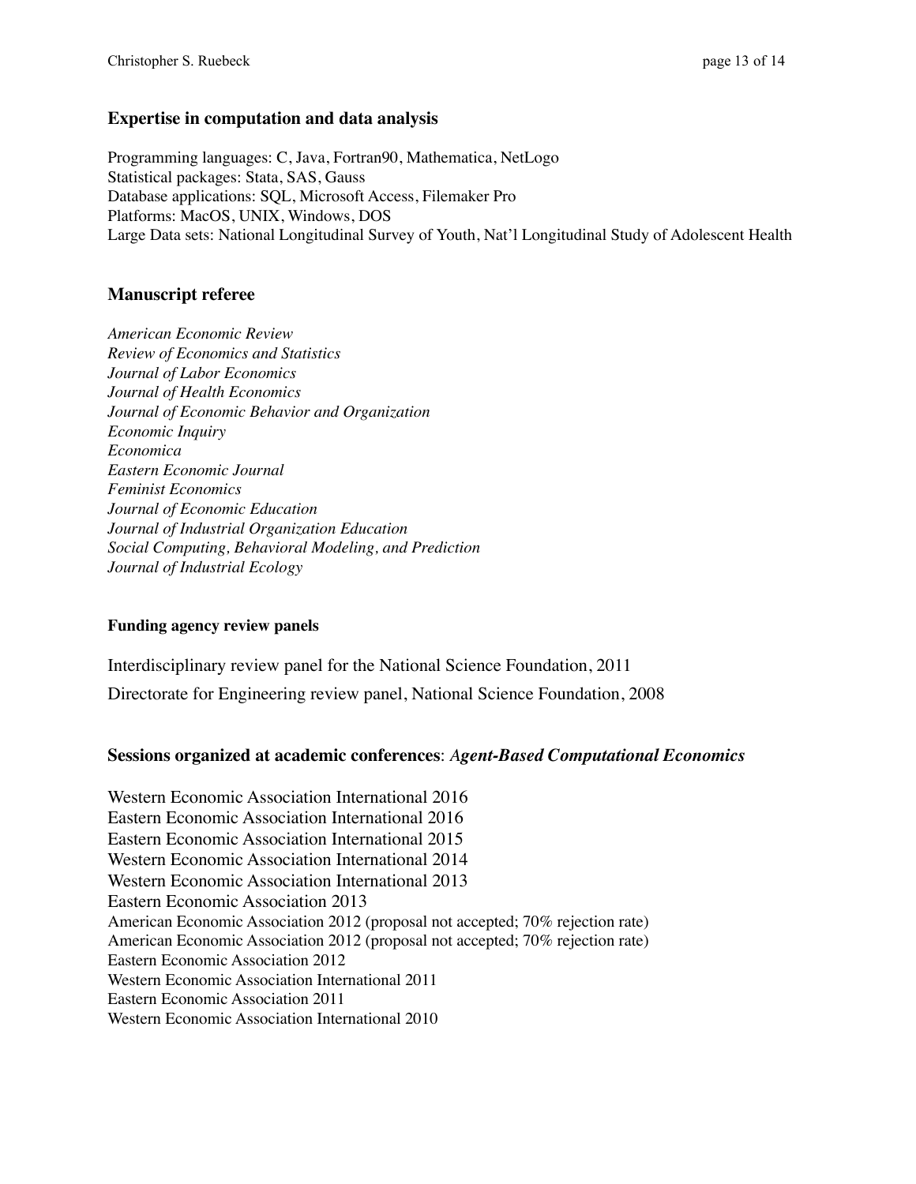## Expertise in computation and data analysis

Programming languages: C, Java, Fortran90, Mathematica, NetLogo
Statistical packages: Stata, SAS, Gauss
Database applications: SQL, Microsoft Access, Filemaker Pro
Platforms: MacOS, UNIX, Windows, DOS
Large Data sets: National Longitudinal Survey of Youth, Nat'l Longitudinal Study of Adolescent Health

## Manuscript referee

*American Economic Review*
*Review of Economics and Statistics*
*Journal of Labor Economics*
*Journal of Health Economics*
*Journal of Economic Behavior and Organization*
*Economic Inquiry*
*Economica*
*Eastern Economic Journal*
*Feminist Economics*
*Journal of Economic Education*
*Journal of Industrial Organization Education*
*Social Computing, Behavioral Modeling, and Prediction*
*Journal of Industrial Ecology*

### Funding agency review panels

Interdisciplinary review panel for the National Science Foundation, 2011
Directorate for Engineering review panel, National Science Foundation, 2008

## Sessions organized at academic conferences: *Agent-Based Computational Economics*

Western Economic Association International 2016
Eastern Economic Association International 2016
Eastern Economic Association International 2015
Western Economic Association International 2014
Western Economic Association International 2013
Eastern Economic Association 2013
American Economic Association 2012 (proposal not accepted; 70% rejection rate)
American Economic Association 2012 (proposal not accepted; 70% rejection rate)
Eastern Economic Association 2012
Western Economic Association International 2011
Eastern Economic Association 2011
Western Economic Association International 2010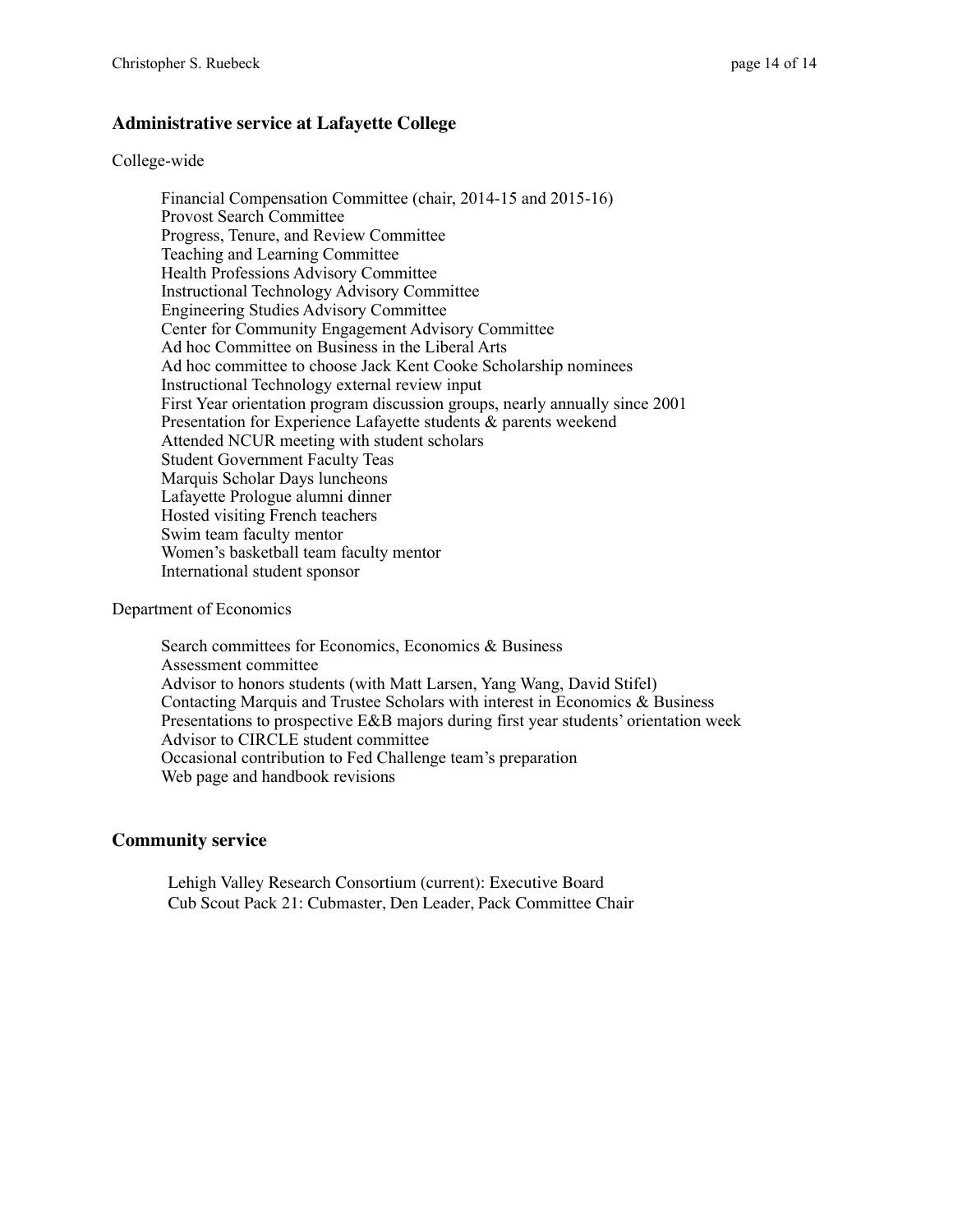## Administrative service at Lafayette College

College-wide

- Financial Compensation Committee (chair, 2014-15 and 2015-16)
- Provost Search Committee
- Progress, Tenure, and Review Committee
- Teaching and Learning Committee
- Health Professions Advisory Committee
- Instructional Technology Advisory Committee
- Engineering Studies Advisory Committee
- Center for Community Engagement Advisory Committee
- Ad hoc Committee on Business in the Liberal Arts
- Ad hoc committee to choose Jack Kent Cooke Scholarship nominees
- Instructional Technology external review input
- First Year orientation program discussion groups, nearly annually since 2001
- Presentation for Experience Lafayette students & parents weekend
- Attended NCUR meeting with student scholars
- Student Government Faculty Teas
- Marquis Scholar Days luncheons
- Lafayette Prologue alumni dinner
- Hosted visiting French teachers
- Swim team faculty mentor
- Women's basketball team faculty mentor
- International student sponsor

Department of Economics

- Search committees for Economics, Economics & Business
- Assessment committee
- Advisor to honors students (with Matt Larsen, Yang Wang, David Stifel)
- Contacting Marquis and Trustee Scholars with interest in Economics & Business
- Presentations to prospective E&B majors during first year students' orientation week
- Advisor to CIRCLE student committee
- Occasional contribution to Fed Challenge team's preparation
- Web page and handbook revisions

## Community service

- Lehigh Valley Research Consortium (current): Executive Board
- Cub Scout Pack 21: Cubmaster, Den Leader, Pack Committee Chair